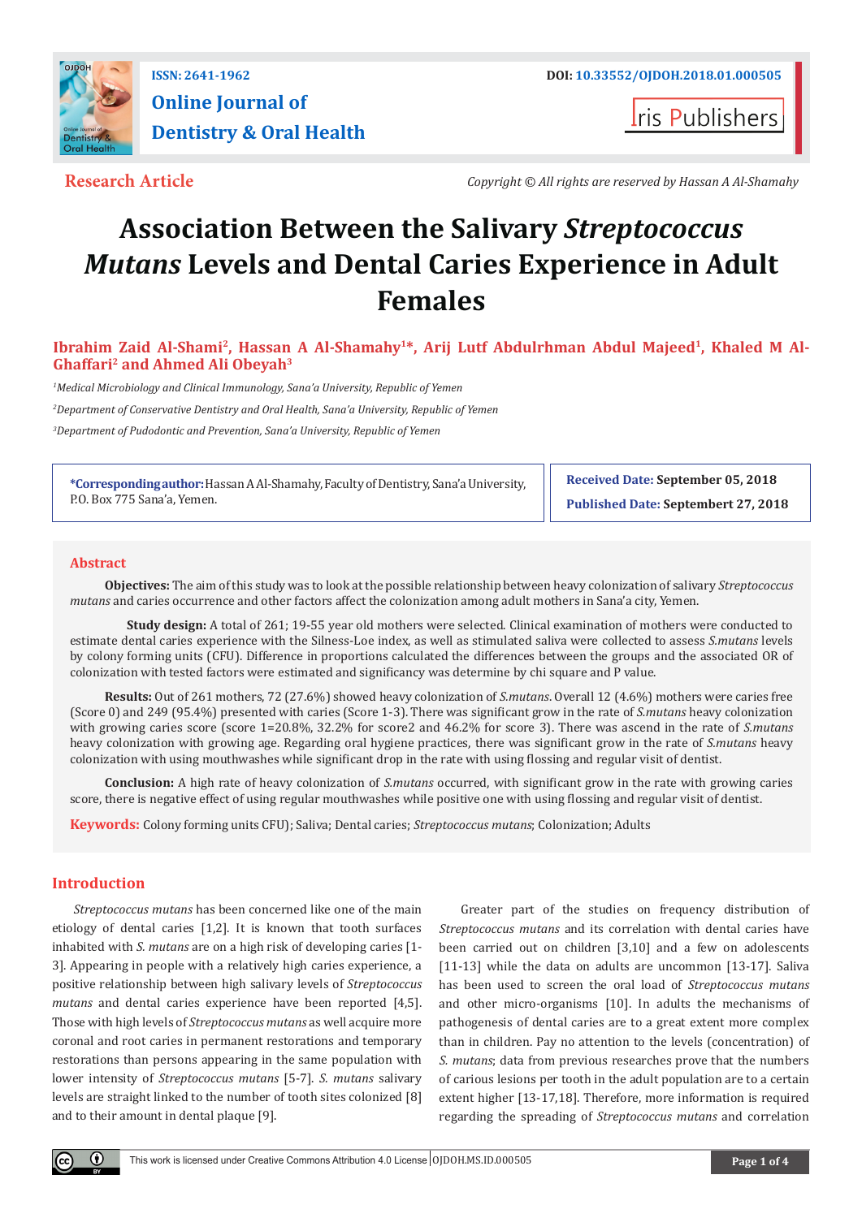ISSN: 2641-1962

DOI: 10.33552/OJDOH.2018.01.000505

# Online Journal of Dentistry & Oral Health

**Research Article**

*Copyright © All rights are reserved by Hassan A Al-Shamahy*

# Association Between the Salivary *Streptococcus Mutans* Levels and Dental Caries Experience in Adult Females

**Ibrahim Zaid Al-Shami[2], Hassan A Al-Shamahy[1]\*, Arij Lutf Abdulrhman Abdul Majeed[1], Khaled M Al-Ghaffari[2] and Ahmed Ali Obeyah[3]**

[1]*Medical Microbiology and Clinical Immunology, Sana'a University, Republic of Yemen*

[2]*Department of Conservative Dentistry and Oral Health, Sana'a University, Republic of Yemen*

[3]*Department of Pudodontic and Prevention, Sana'a University, Republic of Yemen*

**\*Corresponding author:** Hassan A Al-Shamahy, Faculty of Dentistry, Sana'a University, P.O. Box 775 Sana'a, Yemen.

**Received Date:** September 05, 2018

**Published Date:** Septembert 27, 2018

## Abstract

**Objectives:** The aim of this study was to look at the possible relationship between heavy colonization of salivary *Streptococcus mutans* and caries occurrence and other factors affect the colonization among adult mothers in Sana'a city, Yemen.

**Study design:** A total of 261; 19-55 year old mothers were selected. Clinical examination of mothers were conducted to estimate dental caries experience with the Silness-Loe index, as well as stimulated saliva were collected to assess *S.mutans* levels by colony forming units (CFU). Difference in proportions calculated the differences between the groups and the associated OR of colonization with tested factors were estimated and significancy was determine by chi square and P value.

**Results:** Out of 261 mothers, 72 (27.6%) showed heavy colonization of *S.mutans*. Overall 12 (4.6%) mothers were caries free (Score 0) and 249 (95.4%) presented with caries (Score 1-3). There was significant grow in the rate of *S.mutans* heavy colonization with growing caries score (score 1=20.8%, 32.2% for score2 and 46.2% for score 3). There was ascend in the rate of *S.mutans* heavy colonization with growing age. Regarding oral hygiene practices, there was significant grow in the rate of *S.mutans* heavy colonization with using mouthwashes while significant drop in the rate with using flossing and regular visit of dentist.

**Conclusion:** A high rate of heavy colonization of *S.mutans* occurred, with significant grow in the rate with growing caries score, there is negative effect of using regular mouthwashes while positive one with using flossing and regular visit of dentist.

**Keywords:** Colony forming units CFU); Saliva; Dental caries; *Streptococcus mutans*; Colonization; Adults

## Introduction

*Streptococcus mutans* has been concerned like one of the main etiology of dental caries [1,2]. It is known that tooth surfaces inhabited with *S. mutans* are on a high risk of developing caries [1-3]. Appearing in people with a relatively high caries experience, a positive relationship between high salivary levels of *Streptococcus mutans* and dental caries experience have been reported [4,5]. Those with high levels of *Streptococcus mutans* as well acquire more coronal and root caries in permanent restorations and temporary restorations than persons appearing in the same population with lower intensity of *Streptococcus mutans* [5-7]. *S. mutans* salivary levels are straight linked to the number of tooth sites colonized [8] and to their amount in dental plaque [9].

Greater part of the studies on frequency distribution of *Streptococcus mutans* and its correlation with dental caries have been carried out on children [3,10] and a few on adolescents [11-13] while the data on adults are uncommon [13-17]. Saliva has been used to screen the oral load of *Streptococcus mutans* and other micro-organisms [10]. In adults the mechanisms of pathogenesis of dental caries are to a great extent more complex than in children. Pay no attention to the levels (concentration) of *S. mutans*; data from previous researches prove that the numbers of carious lesions per tooth in the adult population are to a certain extent higher [13-17,18]. Therefore, more information is required regarding the spreading of *Streptococcus mutans* and correlation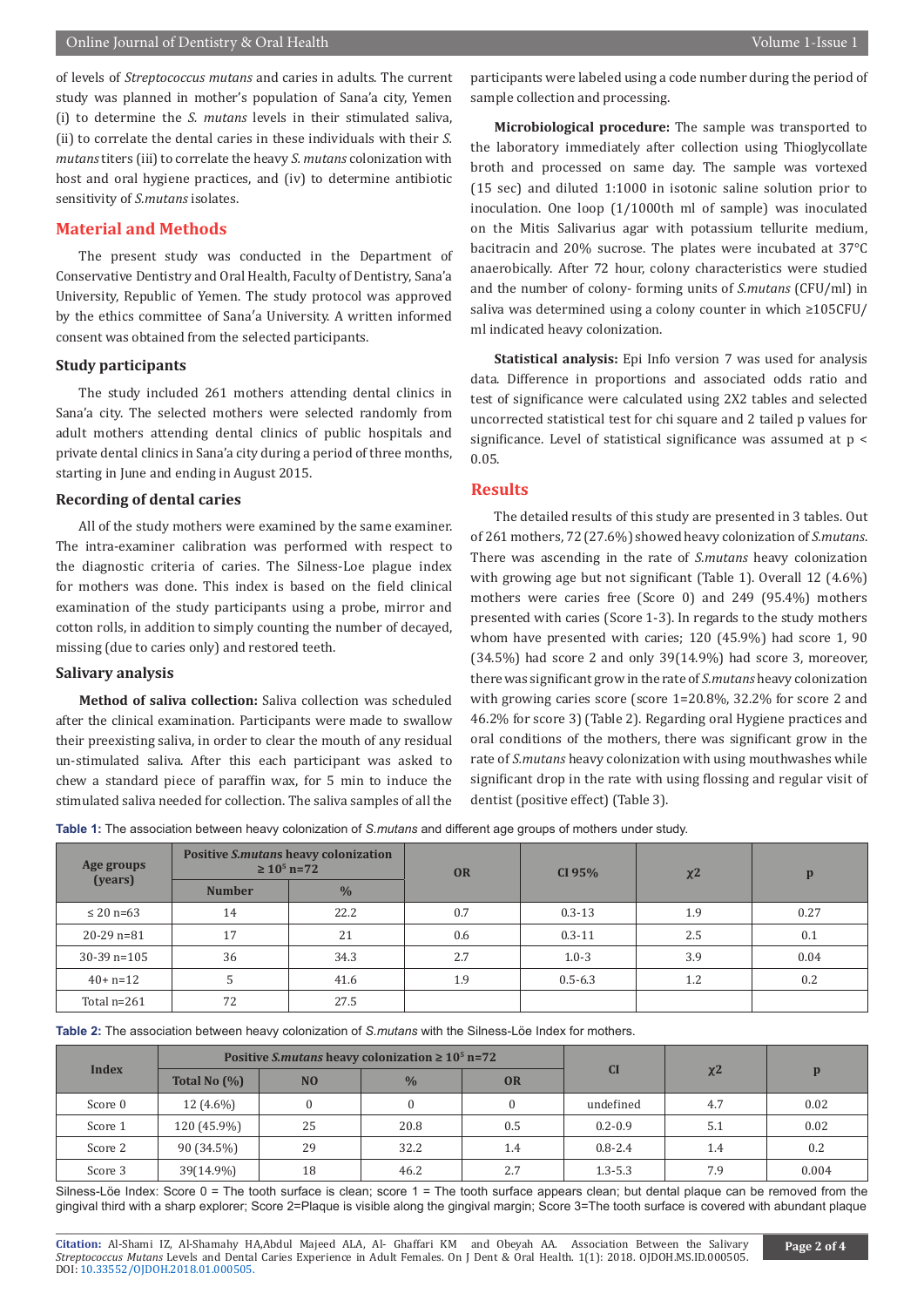of levels of *Streptococcus mutans* and caries in adults. The current study was planned in mother's population of Sana'a city, Yemen (i) to determine the *S. mutans* levels in their stimulated saliva, (ii) to correlate the dental caries in these individuals with their *S. mutans* titers (iii) to correlate the heavy *S. mutans* colonization with host and oral hygiene practices, and (iv) to determine antibiotic sensitivity of *S.mutans* isolates.

## Material and Methods

The present study was conducted in the Department of Conservative Dentistry and Oral Health, Faculty of Dentistry, Sana'a University, Republic of Yemen. The study protocol was approved by the ethics committee of Sana'a University. A written informed consent was obtained from the selected participants.

### Study participants

The study included 261 mothers attending dental clinics in Sana'a city. The selected mothers were selected randomly from adult mothers attending dental clinics of public hospitals and private dental clinics in Sana'a city during a period of three months, starting in June and ending in August 2015.

### Recording of dental caries

All of the study mothers were examined by the same examiner. The intra-examiner calibration was performed with respect to the diagnostic criteria of caries. The Silness-Loe plague index for mothers was done. This index is based on the field clinical examination of the study participants using a probe, mirror and cotton rolls, in addition to simply counting the number of decayed, missing (due to caries only) and restored teeth.

### Salivary analysis

**Method of saliva collection:** Saliva collection was scheduled after the clinical examination. Participants were made to swallow their preexisting saliva, in order to clear the mouth of any residual un-stimulated saliva. After this each participant was asked to chew a standard piece of paraffin wax, for 5 min to induce the stimulated saliva needed for collection. The saliva samples of all the participants were labeled using a code number during the period of sample collection and processing.

**Microbiological procedure:** The sample was transported to the laboratory immediately after collection using Thioglycollate broth and processed on same day. The sample was vortexed (15 sec) and diluted 1:1000 in isotonic saline solution prior to inoculation. One loop (1/1000th ml of sample) was inoculated on the Mitis Salivarius agar with potassium tellurite medium, bacitracin and 20% sucrose. The plates were incubated at 37°C anaerobically. After 72 hour, colony characteristics were studied and the number of colony- forming units of *S.mutans* (CFU/ml) in saliva was determined using a colony counter in which ≥105CFU/ml indicated heavy colonization.

**Statistical analysis:** Epi Info version 7 was used for analysis data. Difference in proportions and associated odds ratio and test of significance were calculated using 2X2 tables and selected uncorrected statistical test for chi square and 2 tailed p values for significance. Level of statistical significance was assumed at $p < 0.05$.

## Results

The detailed results of this study are presented in 3 tables. Out of 261 mothers, 72 (27.6%) showed heavy colonization of *S.mutans*. There was ascending in the rate of *S.mutans* heavy colonization with growing age but not significant (Table 1). Overall 12 (4.6%) mothers were caries free (Score 0) and 249 (95.4%) mothers presented with caries (Score 1-3). In regards to the study mothers whom have presented with caries; 120 (45.9%) had score 1, 90 (34.5%) had score 2 and only 39(14.9%) had score 3, moreover, there was significant grow in the rate of *S.mutans* heavy colonization with growing caries score (score 1=20.8%, 32.2% for score 2 and 46.2% for score 3) (Table 2). Regarding oral Hygiene practices and oral conditions of the mothers, there was significant grow in the rate of *S.mutans* heavy colonization with using mouthwashes while significant drop in the rate with using flossing and regular visit of dentist (positive effect) (Table 3).

**Table 1:** The association between heavy colonization of *S.mutans* and different age groups of mothers under study.

| Age groups (years) | Positive *S.mutans* heavy colonization $\geq 10^5$ n=72 | | OR | CI 95% | $\chi 2$ | p |
|---|---|---|---|---|---|---|
| | Number | % | | | | |
| ≤ 20 n=63 | 14 | 22.2 | 0.7 | 0.3-13 | 1.9 | 0.27 |
| 20-29 n=81 | 17 | 21 | 0.6 | 0.3-11 | 2.5 | 0.1 |
| 30-39 n=105 | 36 | 34.3 | 2.7 | 1.0-3 | 3.9 | 0.04 |
| 40+ n=12 | 5 | 41.6 | 1.9 | 0.5-6.3 | 1.2 | 0.2 |
| Total n=261 | 72 | 27.5 | | | | |

**Table 2:** The association between heavy colonization of *S.mutans* with the Silness-Löe Index for mothers.

| Index | Positive *S.mutans* heavy colonization $\geq 10^5$ n=72 | | | | CI | $\chi 2$ | p |
|---|---|---|---|---|---|---|---|
| | Total No (%) | NO | % | OR | | | |
| Score 0 | 12 (4.6%) | 0 | 0 | 0 | undefined | 4.7 | 0.02 |
| Score 1 | 120 (45.9%) | 25 | 20.8 | 0.5 | 0.2-0.9 | 5.1 | 0.02 |
| Score 2 | 90 (34.5%) | 29 | 32.2 | 1.4 | 0.8-2.4 | 1.4 | 0.2 |
| Score 3 | 39(14.9%) | 18 | 46.2 | 2.7 | 1.3-5.3 | 7.9 | 0.004 |

Silness-Löe Index: Score 0 = The tooth surface is clean; score 1 = The tooth surface appears clean; but dental plaque can be removed from the gingival third with a sharp explorer; Score 2=Plaque is visible along the gingival margin; Score 3=The tooth surface is covered with abundant plaque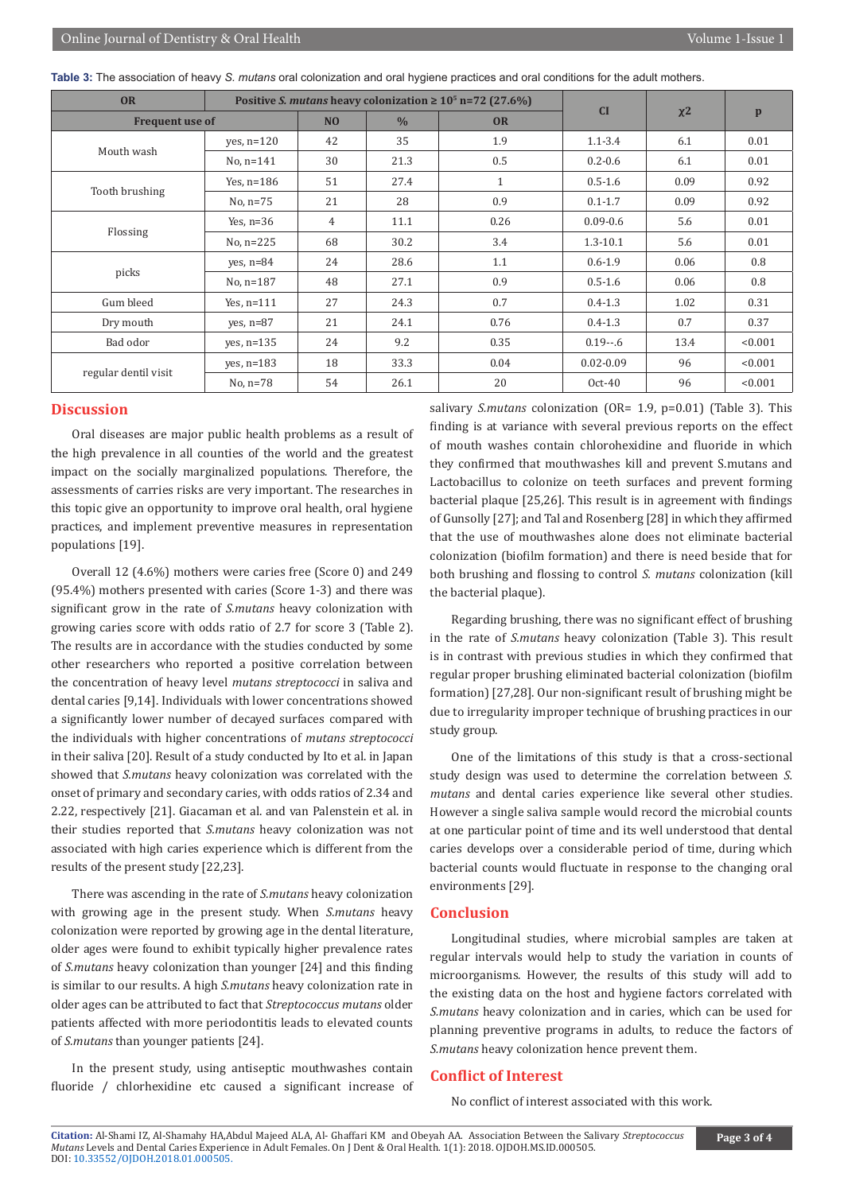**Table 3:** The association of heavy *S. mutans* oral colonization and oral hygiene practices and oral conditions for the adult mothers.

| OR | | Positive *S. mutans* heavy colonization ≥ $10^5$ n=72 (27.6%) | | | CI | χ2 | p |
|---|---|---|---|---|---|---|---|
| Frequent use of | | NO | % | OR | | | |
| Mouth wash | yes, n=120 | 42 | 35 | 1.9 | 1.1-3.4 | 6.1 | 0.01 |
| | No, n=141 | 30 | 21.3 | 0.5 | 0.2-0.6 | 6.1 | 0.01 |
| Tooth brushing | Yes, n=186 | 51 | 27.4 | 1 | 0.5-1.6 | 0.09 | 0.92 |
| | No, n=75 | 21 | 28 | 0.9 | 0.1-1.7 | 0.09 | 0.92 |
| Flossing | Yes, n=36 | 4 | 11.1 | 0.26 | 0.09-0.6 | 5.6 | 0.01 |
| | No, n=225 | 68 | 30.2 | 3.4 | 1.3-10.1 | 5.6 | 0.01 |
| picks | yes, n=84 | 24 | 28.6 | 1.1 | 0.6-1.9 | 0.06 | 0.8 |
| | No, n=187 | 48 | 27.1 | 0.9 | 0.5-1.6 | 0.06 | 0.8 |
| Gum bleed | Yes, n=111 | 27 | 24.3 | 0.7 | 0.4-1.3 | 1.02 | 0.31 |
| Dry mouth | yes, n=87 | 21 | 24.1 | 0.76 | 0.4-1.3 | 0.7 | 0.37 |
| Bad odor | yes, n=135 | 24 | 9.2 | 0.35 | 0.19--.6 | 13.4 | <0.001 |
| regular dentil visit | yes, n=183 | 18 | 33.3 | 0.04 | 0.02-0.09 | 96 | <0.001 |
| | No, n=78 | 54 | 26.1 | 20 | Oct-40 | 96 | <0.001 |

## Discussion

Oral diseases are major public health problems as a result of the high prevalence in all counties of the world and the greatest impact on the socially marginalized populations. Therefore, the assessments of carries risks are very important. The researches in this topic give an opportunity to improve oral health, oral hygiene practices, and implement preventive measures in representation populations [19].

Overall 12 (4.6%) mothers were caries free (Score 0) and 249 (95.4%) mothers presented with caries (Score 1-3) and there was significant grow in the rate of *S.mutans* heavy colonization with growing caries score with odds ratio of 2.7 for score 3 (Table 2). The results are in accordance with the studies conducted by some other researchers who reported a positive correlation between the concentration of heavy level *mutans streptococci* in saliva and dental caries [9,14]. Individuals with lower concentrations showed a significantly lower number of decayed surfaces compared with the individuals with higher concentrations of *mutans streptococci* in their saliva [20]. Result of a study conducted by Ito et al. in Japan showed that *S.mutans* heavy colonization was correlated with the onset of primary and secondary caries, with odds ratios of 2.34 and 2.22, respectively [21]. Giacaman et al. and van Palenstein et al. in their studies reported that *S.mutans* heavy colonization was not associated with high caries experience which is different from the results of the present study [22,23].

There was ascending in the rate of *S.mutans* heavy colonization with growing age in the present study. When *S.mutans* heavy colonization were reported by growing age in the dental literature, older ages were found to exhibit typically higher prevalence rates of *S.mutans* heavy colonization than younger [24] and this finding is similar to our results. A high *S.mutans* heavy colonization rate in older ages can be attributed to fact that *Streptococcus mutans* older patients affected with more periodontitis leads to elevated counts of *S.mutans* than younger patients [24].

In the present study, using antiseptic mouthwashes contain fluoride / chlorhexidine etc caused a significant increase of salivary *S.mutans* colonization (OR= 1.9, p=0.01) (Table 3). This finding is at variance with several previous reports on the effect of mouth washes contain chlorohexidine and fluoride in which they confirmed that mouthwashes kill and prevent S.mutans and Lactobacillus to colonize on teeth surfaces and prevent forming bacterial plaque [25,26]. This result is in agreement with findings of Gunsolly [27]; and Tal and Rosenberg [28] in which they affirmed that the use of mouthwashes alone does not eliminate bacterial colonization (biofilm formation) and there is need beside that for both brushing and flossing to control *S. mutans* colonization (kill the bacterial plaque).

Regarding brushing, there was no significant effect of brushing in the rate of *S.mutans* heavy colonization (Table 3). This result is in contrast with previous studies in which they confirmed that regular proper brushing eliminated bacterial colonization (biofilm formation) [27,28]. Our non-significant result of brushing might be due to irregularity improper technique of brushing practices in our study group.

One of the limitations of this study is that a cross-sectional study design was used to determine the correlation between *S. mutans* and dental caries experience like several other studies. However a single saliva sample would record the microbial counts at one particular point of time and its well understood that dental caries develops over a considerable period of time, during which bacterial counts would fluctuate in response to the changing oral environments [29].

## Conclusion

Longitudinal studies, where microbial samples are taken at regular intervals would help to study the variation in counts of microorganisms. However, the results of this study will add to the existing data on the host and hygiene factors correlated with *S.mutans* heavy colonization and in caries, which can be used for planning preventive programs in adults, to reduce the factors of *S.mutans* heavy colonization hence prevent them.

## Conflict of Interest

No conflict of interest associated with this work.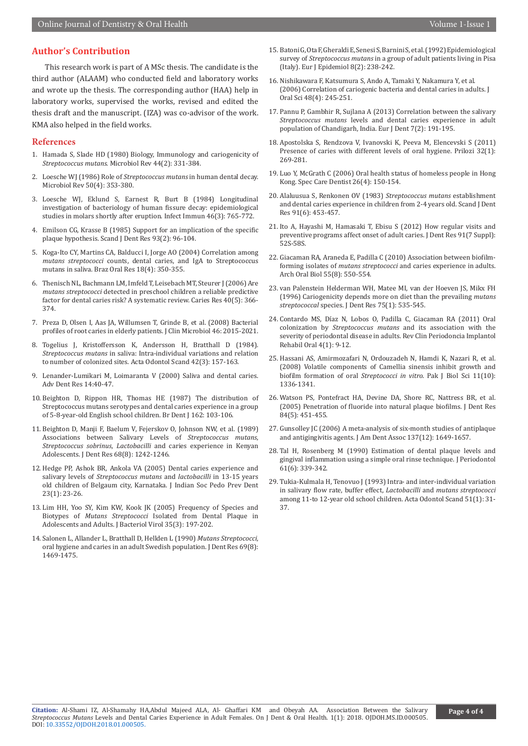## Author's Contribution

This research work is part of A MSc thesis. The candidate is the third author (ALAAM) who conducted field and laboratory works and wrote up the thesis. The corresponding author (HAA) help in laboratory works, supervised the works, revised and edited the thesis draft and the manuscript. (IZA) was co-advisor of the work. KMA also helped in the field works.

## References

1. Hamada S, Slade HD (1980) Biology, Immunology and cariogenicity of *Streptococcus mutans*. Microbiol Rev 44(2): 331-384.
2. Loesche WJ (1986) Role of *Streptococcus mutans* in human dental decay. Microbiol Rev 50(4): 353-380.
3. Loesche WJ, Eklund S, Earnest R, Burt B (1984) Longitudinal investigation of bacteriology of human fissure decay: epidemiological studies in molars shortly after eruption. Infect Immun 46(3): 765-772.
4. Emilson CG, Krasse B (1985) Support for an implication of the specific plaque hypothesis. Scand J Dent Res 93(2): 96-104.
5. Koga-Ito CY, Martins CA, Balducci I, Jorge AO (2004) Correlation among *mutans streptococci* counts, dental caries, and IgA to Streptococcus mutans in saliva. Braz Oral Res 18(4): 350-355.
6. Thenisch NL, Bachmann LM, Imfeld T, Leisebach MT, Steurer J (2006) Are *mutans streptococci* detected in preschool children a reliable predictive factor for dental caries risk? A systematic review. Caries Res 40(5): 366-374.
7. Preza D, Olsen I, Aas JA, Willumsen T, Grinde B, et al. (2008) Bacterial profiles of root caries in elderly patients. J Clin Microbiol 46: 2015-2021.
8. Togelius J, Kristoffersson K, Andersson H, Bratthall D (1984). *Streptococcus mutans* in saliva: Intra-individual variations and relation to number of colonized sites. Acta Odontol Scand 42(3): 157-163.
9. Lenander-Lumikari M, Loimaranta V (2000) Saliva and dental caries. Adv Dent Res 14:40-47.
10. Beighton D, Rippon HR, Thomas HE (1987) The distribution of Streptococcus mutans serotypes and dental caries experience in a group of 5-8-year-old English school children. Br Dent J 162: 103-106.
11. Beighton D, Manji F, Baelum V, Fejerskov O, Johnson NW, et al. (1989) Associations between Salivary Levels of *Streptococcus mutans*, *Streptococcus sobrinus*, *Lactobacilli* and caries experience in Kenyan Adolescents. J Dent Res 68(8): 1242-1246.
12. Hedge PP, Ashok BR, Ankola VA (2005) Dental caries experience and salivary levels of *Streptococcus mutans* and *lactobacilli* in 13-15 years old children of Belgaum city, Karnataka. J Indian Soc Pedo Prev Dent 23(1): 23-26.
13. Lim HH, Yoo SY, Kim KW, Kook JK (2005) Frequency of Species and Biotypes of *Mutans Streptococci* Isolated from Dental Plaque in Adolescents and Adults. J Bacteriol Virol 35(3): 197-202.
14. Salonen L, Allander L, Bratthall D, Hellden L (1990) *Mutans Streptococci*, oral hygiene and caries in an adult Swedish population. J Dent Res 69(8): 1469-1475.
15. Batoni G, Ota F, Gheraldi E, Senesi S, Barnini S, et al. (1992) Epidemiological survey of *Streptococcus mutans* in a group of adult patients living in Pisa (Italy). Eur J Epidemiol 8(2): 238-242.
16. Nishikawara F, Katsumura S, Ando A, Tamaki Y, Nakamura Y, et al. (2006) Correlation of cariogenic bacteria and dental caries in adults. J Oral Sci 48(4): 245-251.
17. Pannu P, Gambhir R, Sujlana A (2013) Correlation between the salivary *Streptococcus mutans* levels and dental caries experience in adult population of Chandigarh, India. Eur J Dent 7(2): 191-195.
18. Apostolska S, Rendzova V, Ivanovski K, Peeva M, Elencevski S (2011) Presence of caries with different levels of oral hygiene. Prilozi 32(1): 269-281.
19. Luo Y, McGrath C (2006) Oral health status of homeless people in Hong Kong. Spec Care Dentist 26(4): 150-154.
20. Alaluusa S, Renkonen OV (1983) *Streptococcus mutans* establishment and dental caries experience in children from 2-4 years old. Scand J Dent Res 91(6): 453-457.
21. Ito A, Hayashi M, Hamasaki T, Ebisu S (2012) How regular visits and preventive programs affect onset of adult caries. J Dent Res 91(7 Suppl): 52S-58S.
22. Giacaman RA, Araneda E, Padilla C (2010) Association between biofilm-forming isolates of *mutans streptococci* and caries experience in adults. Arch Oral Biol 55(8): 550-554.
23. van Palenstein Helderman WH, Matee MI, van der Hoeven JS, Mikx FH (1996) Cariogenicity depends more on diet than the prevailing *mutans streptococcal* species. J Dent Res 75(1): 535-545.
24. Contardo MS, Díaz N, Lobos O, Padilla C, Giacaman RA (2011) Oral colonization by *Streptococcus mutans* and its association with the severity of periodontal disease in adults. Rev Clin Periodoncia Implantol Rehabil Oral 4(1): 9-12.
25. Hassani AS, Amirmozafari N, Ordouzadeh N, Hamdi K, Nazari R, et al. (2008) Volatile components of Camellia sinensis inhibit growth and biofilm formation of oral *Streptococci in vitro*. Pak J Biol Sci 11(10): 1336-1341.
26. Watson PS, Pontefract HA, Devine DA, Shore RC, Nattress BR, et al. (2005) Penetration of fluoride into natural plaque biofilms. J Dent Res 84(5): 451-455.
27. Gunsolley JC (2006) A meta-analysis of six-month studies of antiplaque and antigingivitis agents. J Am Dent Assoc 137(12): 1649-1657.
28. Tal H, Rosenberg M (1990) Estimation of dental plaque levels and gingival inflammation using a simple oral rinse technique. J Periodontol 61(6): 339-342.
29. Tukia-Kulmala H, Tenovuo J (1993) Intra- and inter-individual variation in salivary flow rate, buffer effect, *Lactobacilli* and *mutans streptococci* among 11-to 12-year old school children. Acta Odontol Scand 51(1): 31-37.

**Citation:** Al-Shami IZ, Al-Shamahy HA,Abdul Majeed ALA, Al- Ghaffari KM and Obeyah AA. Association Between the Salivary *Streptococcus Mutans* Levels and Dental Caries Experience in Adult Females. On J Dent & Oral Health. 1(1): 2018. OJDOH.MS.ID.000505. DOI: 10.33552/OJDOH.2018.01.000505.